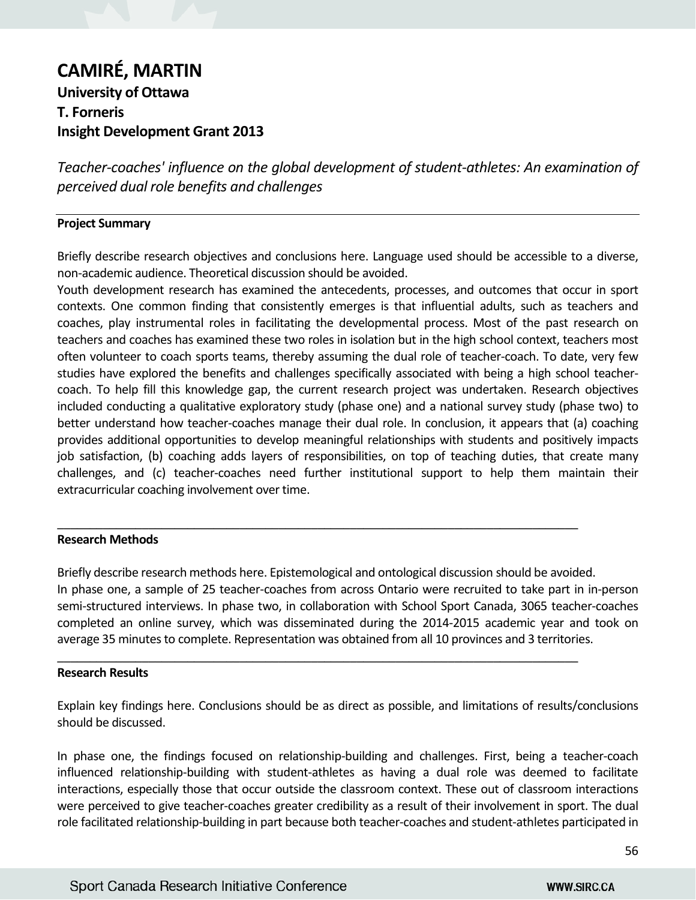# CAMIRÉ, MARTIN

**University of Ottawa**
**T. Forneris**
**Insight Development Grant 2013**

*Teacher-coaches' influence on the global development of student-athletes: An examination of perceived dual role benefits and challenges*

## Project Summary

Briefly describe research objectives and conclusions here. Language used should be accessible to a diverse, non-academic audience. Theoretical discussion should be avoided.

Youth development research has examined the antecedents, processes, and outcomes that occur in sport contexts. One common finding that consistently emerges is that influential adults, such as teachers and coaches, play instrumental roles in facilitating the developmental process. Most of the past research on teachers and coaches has examined these two roles in isolation but in the high school context, teachers most often volunteer to coach sports teams, thereby assuming the dual role of teacher-coach. To date, very few studies have explored the benefits and challenges specifically associated with being a high school teacher-coach. To help fill this knowledge gap, the current research project was undertaken. Research objectives included conducting a qualitative exploratory study (phase one) and a national survey study (phase two) to better understand how teacher-coaches manage their dual role. In conclusion, it appears that (a) coaching provides additional opportunities to develop meaningful relationships with students and positively impacts job satisfaction, (b) coaching adds layers of responsibilities, on top of teaching duties, that create many challenges, and (c) teacher-coaches need further institutional support to help them maintain their extracurricular coaching involvement over time.

## Research Methods

Briefly describe research methods here. Epistemological and ontological discussion should be avoided.

In phase one, a sample of 25 teacher-coaches from across Ontario were recruited to take part in in-person semi-structured interviews. In phase two, in collaboration with School Sport Canada, 3065 teacher-coaches completed an online survey, which was disseminated during the 2014-2015 academic year and took on average 35 minutes to complete. Representation was obtained from all 10 provinces and 3 territories.

## Research Results

Explain key findings here. Conclusions should be as direct as possible, and limitations of results/conclusions should be discussed.

In phase one, the findings focused on relationship-building and challenges. First, being a teacher-coach influenced relationship-building with student-athletes as having a dual role was deemed to facilitate interactions, especially those that occur outside the classroom context. These out of classroom interactions were perceived to give teacher-coaches greater credibility as a result of their involvement in sport. The dual role facilitated relationship-building in part because both teacher-coaches and student-athletes participated in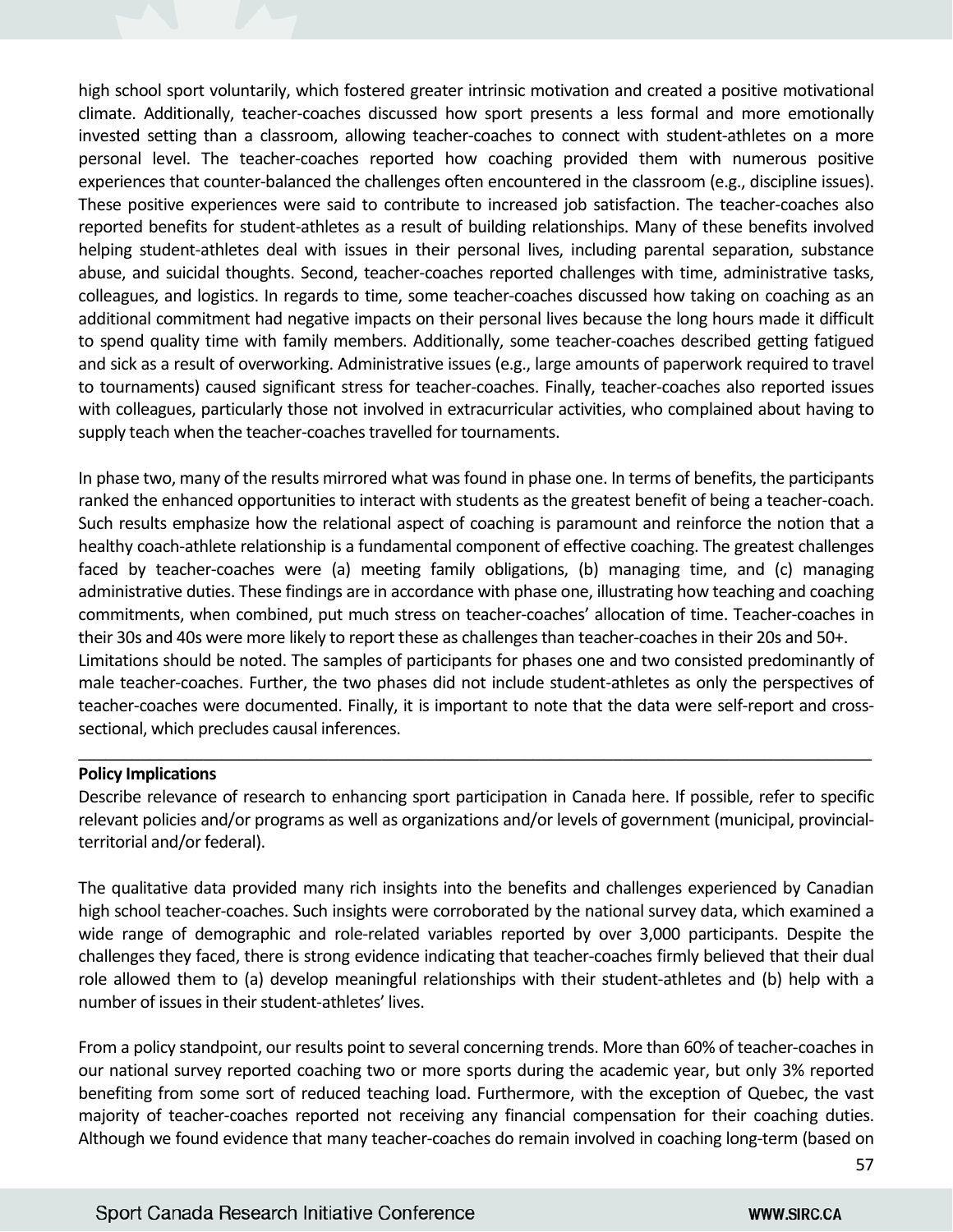high school sport voluntarily, which fostered greater intrinsic motivation and created a positive motivational climate. Additionally, teacher-coaches discussed how sport presents a less formal and more emotionally invested setting than a classroom, allowing teacher-coaches to connect with student-athletes on a more personal level. The teacher-coaches reported how coaching provided them with numerous positive experiences that counter-balanced the challenges often encountered in the classroom (e.g., discipline issues). These positive experiences were said to contribute to increased job satisfaction. The teacher-coaches also reported benefits for student-athletes as a result of building relationships. Many of these benefits involved helping student-athletes deal with issues in their personal lives, including parental separation, substance abuse, and suicidal thoughts. Second, teacher-coaches reported challenges with time, administrative tasks, colleagues, and logistics. In regards to time, some teacher-coaches discussed how taking on coaching as an additional commitment had negative impacts on their personal lives because the long hours made it difficult to spend quality time with family members. Additionally, some teacher-coaches described getting fatigued and sick as a result of overworking. Administrative issues (e.g., large amounts of paperwork required to travel to tournaments) caused significant stress for teacher-coaches. Finally, teacher-coaches also reported issues with colleagues, particularly those not involved in extracurricular activities, who complained about having to supply teach when the teacher-coaches travelled for tournaments.

In phase two, many of the results mirrored what was found in phase one. In terms of benefits, the participants ranked the enhanced opportunities to interact with students as the greatest benefit of being a teacher-coach. Such results emphasize how the relational aspect of coaching is paramount and reinforce the notion that a healthy coach-athlete relationship is a fundamental component of effective coaching. The greatest challenges faced by teacher-coaches were (a) meeting family obligations, (b) managing time, and (c) managing administrative duties. These findings are in accordance with phase one, illustrating how teaching and coaching commitments, when combined, put much stress on teacher-coaches' allocation of time. Teacher-coaches in their 30s and 40s were more likely to report these as challenges than teacher-coaches in their 20s and 50+.
Limitations should be noted. The samples of participants for phases one and two consisted predominantly of male teacher-coaches. Further, the two phases did not include student-athletes as only the perspectives of teacher-coaches were documented. Finally, it is important to note that the data were self-report and cross-sectional, which precludes causal inferences.

---

**Policy Implications**

Describe relevance of research to enhancing sport participation in Canada here. If possible, refer to specific relevant policies and/or programs as well as organizations and/or levels of government (municipal, provincial-territorial and/or federal).

The qualitative data provided many rich insights into the benefits and challenges experienced by Canadian high school teacher-coaches. Such insights were corroborated by the national survey data, which examined a wide range of demographic and role-related variables reported by over 3,000 participants. Despite the challenges they faced, there is strong evidence indicating that teacher-coaches firmly believed that their dual role allowed them to (a) develop meaningful relationships with their student-athletes and (b) help with a number of issues in their student-athletes' lives.

From a policy standpoint, our results point to several concerning trends. More than 60% of teacher-coaches in our national survey reported coaching two or more sports during the academic year, but only 3% reported benefiting from some sort of reduced teaching load. Furthermore, with the exception of Quebec, the vast majority of teacher-coaches reported not receiving any financial compensation for their coaching duties. Although we found evidence that many teacher-coaches do remain involved in coaching long-term (based on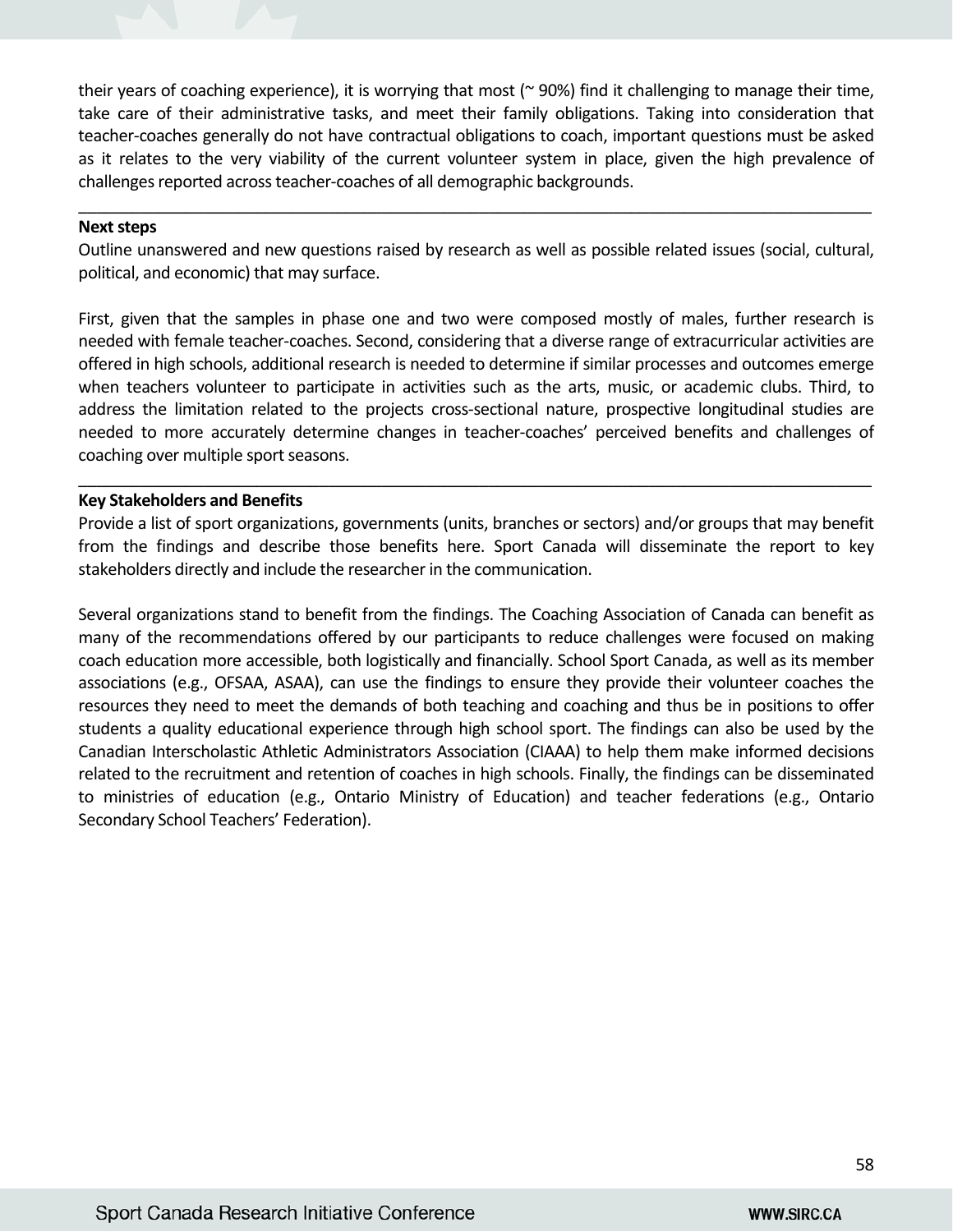their years of coaching experience), it is worrying that most (~ 90%) find it challenging to manage their time, take care of their administrative tasks, and meet their family obligations. Taking into consideration that teacher-coaches generally do not have contractual obligations to coach, important questions must be asked as it relates to the very viability of the current volunteer system in place, given the high prevalence of challenges reported across teacher-coaches of all demographic backgrounds.

---

**Next steps**

Outline unanswered and new questions raised by research as well as possible related issues (social, cultural, political, and economic) that may surface.

First, given that the samples in phase one and two were composed mostly of males, further research is needed with female teacher-coaches. Second, considering that a diverse range of extracurricular activities are offered in high schools, additional research is needed to determine if similar processes and outcomes emerge when teachers volunteer to participate in activities such as the arts, music, or academic clubs. Third, to address the limitation related to the projects cross-sectional nature, prospective longitudinal studies are needed to more accurately determine changes in teacher-coaches' perceived benefits and challenges of coaching over multiple sport seasons.

---

**Key Stakeholders and Benefits**

Provide a list of sport organizations, governments (units, branches or sectors) and/or groups that may benefit from the findings and describe those benefits here. Sport Canada will disseminate the report to key stakeholders directly and include the researcher in the communication.

Several organizations stand to benefit from the findings. The Coaching Association of Canada can benefit as many of the recommendations offered by our participants to reduce challenges were focused on making coach education more accessible, both logistically and financially. School Sport Canada, as well as its member associations (e.g., OFSAA, ASAA), can use the findings to ensure they provide their volunteer coaches the resources they need to meet the demands of both teaching and coaching and thus be in positions to offer students a quality educational experience through high school sport. The findings can also be used by the Canadian Interscholastic Athletic Administrators Association (CIAAA) to help them make informed decisions related to the recruitment and retention of coaches in high schools. Finally, the findings can be disseminated to ministries of education (e.g., Ontario Ministry of Education) and teacher federations (e.g., Ontario Secondary School Teachers' Federation).